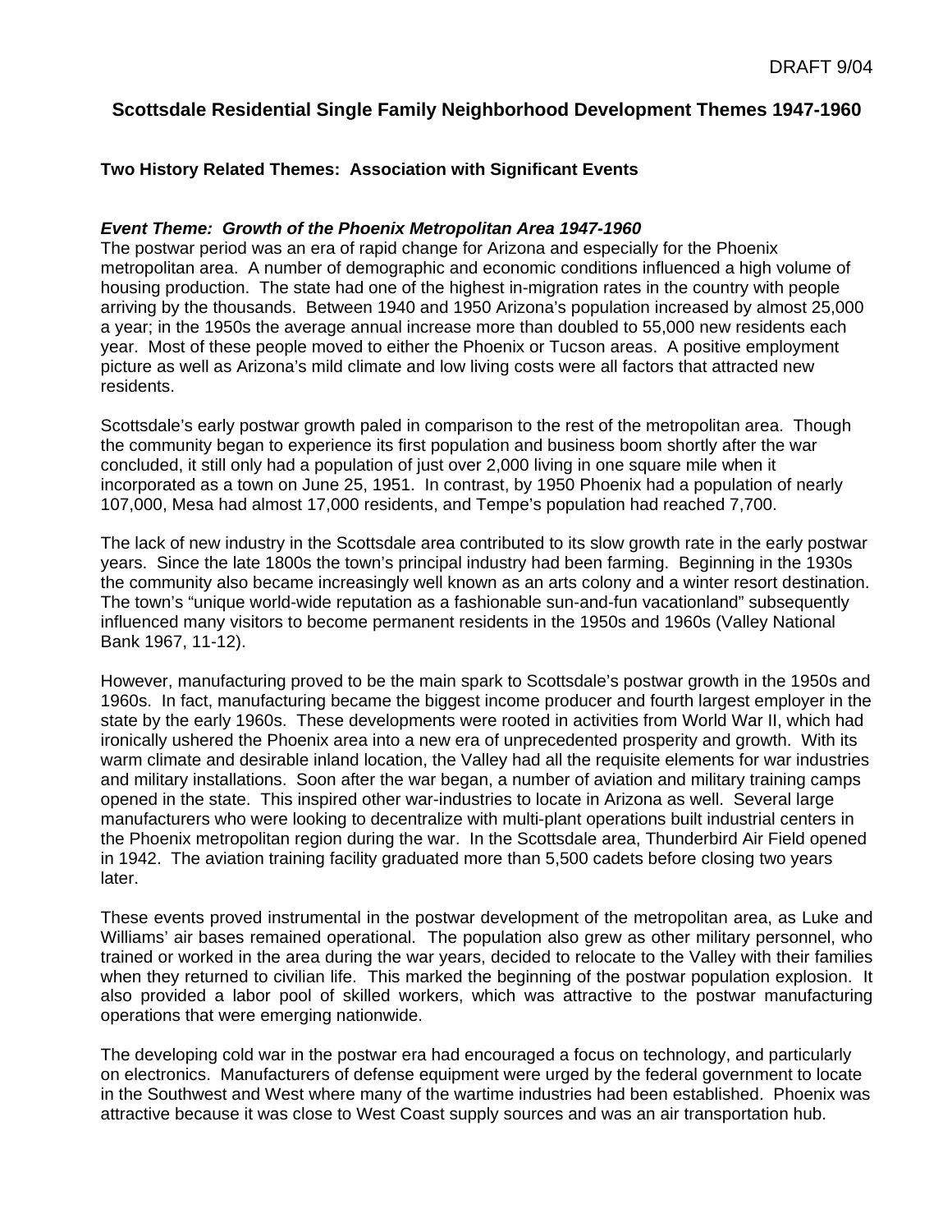DRAFT 9/04

# Scottsdale Residential Single Family Neighborhood Development Themes 1947-1960

## Two History Related Themes: Association with Significant Events

### *Event Theme: Growth of the Phoenix Metropolitan Area 1947-1960*

The postwar period was an era of rapid change for Arizona and especially for the Phoenix metropolitan area. A number of demographic and economic conditions influenced a high volume of housing production. The state had one of the highest in-migration rates in the country with people arriving by the thousands. Between 1940 and 1950 Arizona's population increased by almost 25,000 a year; in the 1950s the average annual increase more than doubled to 55,000 new residents each year. Most of these people moved to either the Phoenix or Tucson areas. A positive employment picture as well as Arizona's mild climate and low living costs were all factors that attracted new residents.

Scottsdale's early postwar growth paled in comparison to the rest of the metropolitan area. Though the community began to experience its first population and business boom shortly after the war concluded, it still only had a population of just over 2,000 living in one square mile when it incorporated as a town on June 25, 1951. In contrast, by 1950 Phoenix had a population of nearly 107,000, Mesa had almost 17,000 residents, and Tempe's population had reached 7,700.

The lack of new industry in the Scottsdale area contributed to its slow growth rate in the early postwar years. Since the late 1800s the town's principal industry had been farming. Beginning in the 1930s the community also became increasingly well known as an arts colony and a winter resort destination. The town's "unique world-wide reputation as a fashionable sun-and-fun vacationland" subsequently influenced many visitors to become permanent residents in the 1950s and 1960s (Valley National Bank 1967, 11-12).

However, manufacturing proved to be the main spark to Scottsdale's postwar growth in the 1950s and 1960s. In fact, manufacturing became the biggest income producer and fourth largest employer in the state by the early 1960s. These developments were rooted in activities from World War II, which had ironically ushered the Phoenix area into a new era of unprecedented prosperity and growth. With its warm climate and desirable inland location, the Valley had all the requisite elements for war industries and military installations. Soon after the war began, a number of aviation and military training camps opened in the state. This inspired other war-industries to locate in Arizona as well. Several large manufacturers who were looking to decentralize with multi-plant operations built industrial centers in the Phoenix metropolitan region during the war. In the Scottsdale area, Thunderbird Air Field opened in 1942. The aviation training facility graduated more than 5,500 cadets before closing two years later.

These events proved instrumental in the postwar development of the metropolitan area, as Luke and Williams' air bases remained operational. The population also grew as other military personnel, who trained or worked in the area during the war years, decided to relocate to the Valley with their families when they returned to civilian life. This marked the beginning of the postwar population explosion. It also provided a labor pool of skilled workers, which was attractive to the postwar manufacturing operations that were emerging nationwide.

The developing cold war in the postwar era had encouraged a focus on technology, and particularly on electronics. Manufacturers of defense equipment were urged by the federal government to locate in the Southwest and West where many of the wartime industries had been established. Phoenix was attractive because it was close to West Coast supply sources and was an air transportation hub.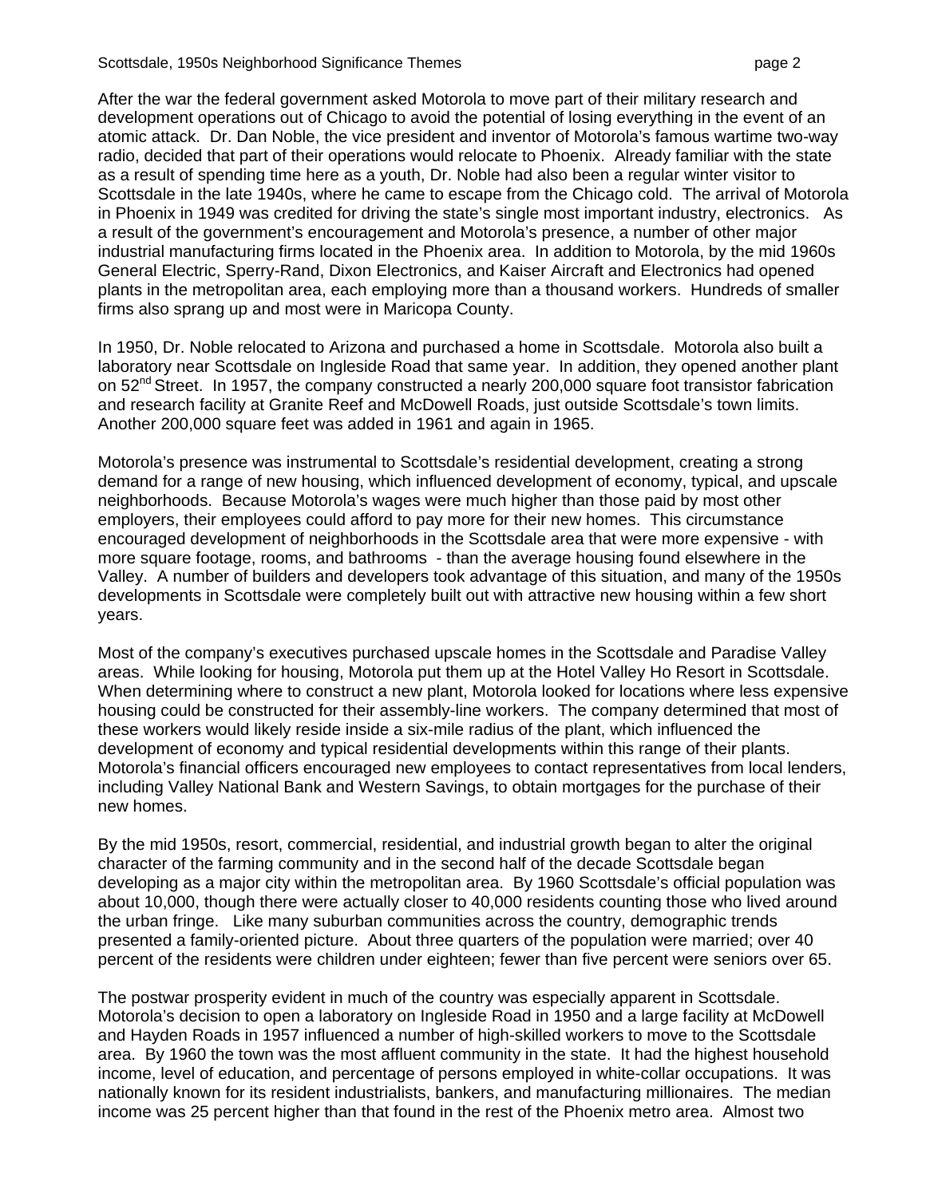After the war the federal government asked Motorola to move part of their military research and development operations out of Chicago to avoid the potential of losing everything in the event of an atomic attack. Dr. Dan Noble, the vice president and inventor of Motorola's famous wartime two-way radio, decided that part of their operations would relocate to Phoenix. Already familiar with the state as a result of spending time here as a youth, Dr. Noble had also been a regular winter visitor to Scottsdale in the late 1940s, where he came to escape from the Chicago cold. The arrival of Motorola in Phoenix in 1949 was credited for driving the state's single most important industry, electronics. As a result of the government's encouragement and Motorola's presence, a number of other major industrial manufacturing firms located in the Phoenix area. In addition to Motorola, by the mid 1960s General Electric, Sperry-Rand, Dixon Electronics, and Kaiser Aircraft and Electronics had opened plants in the metropolitan area, each employing more than a thousand workers. Hundreds of smaller firms also sprang up and most were in Maricopa County.

In 1950, Dr. Noble relocated to Arizona and purchased a home in Scottsdale. Motorola also built a laboratory near Scottsdale on Ingleside Road that same year. In addition, they opened another plant on 52nd Street. In 1957, the company constructed a nearly 200,000 square foot transistor fabrication and research facility at Granite Reef and McDowell Roads, just outside Scottsdale's town limits. Another 200,000 square feet was added in 1961 and again in 1965.

Motorola's presence was instrumental to Scottsdale's residential development, creating a strong demand for a range of new housing, which influenced development of economy, typical, and upscale neighborhoods. Because Motorola's wages were much higher than those paid by most other employers, their employees could afford to pay more for their new homes. This circumstance encouraged development of neighborhoods in the Scottsdale area that were more expensive - with more square footage, rooms, and bathrooms - than the average housing found elsewhere in the Valley. A number of builders and developers took advantage of this situation, and many of the 1950s developments in Scottsdale were completely built out with attractive new housing within a few short years.

Most of the company's executives purchased upscale homes in the Scottsdale and Paradise Valley areas. While looking for housing, Motorola put them up at the Hotel Valley Ho Resort in Scottsdale. When determining where to construct a new plant, Motorola looked for locations where less expensive housing could be constructed for their assembly-line workers. The company determined that most of these workers would likely reside inside a six-mile radius of the plant, which influenced the development of economy and typical residential developments within this range of their plants. Motorola's financial officers encouraged new employees to contact representatives from local lenders, including Valley National Bank and Western Savings, to obtain mortgages for the purchase of their new homes.

By the mid 1950s, resort, commercial, residential, and industrial growth began to alter the original character of the farming community and in the second half of the decade Scottsdale began developing as a major city within the metropolitan area. By 1960 Scottsdale's official population was about 10,000, though there were actually closer to 40,000 residents counting those who lived around the urban fringe. Like many suburban communities across the country, demographic trends presented a family-oriented picture. About three quarters of the population were married; over 40 percent of the residents were children under eighteen; fewer than five percent were seniors over 65.

The postwar prosperity evident in much of the country was especially apparent in Scottsdale. Motorola's decision to open a laboratory on Ingleside Road in 1950 and a large facility at McDowell and Hayden Roads in 1957 influenced a number of high-skilled workers to move to the Scottsdale area. By 1960 the town was the most affluent community in the state. It had the highest household income, level of education, and percentage of persons employed in white-collar occupations. It was nationally known for its resident industrialists, bankers, and manufacturing millionaires. The median income was 25 percent higher than that found in the rest of the Phoenix metro area. Almost two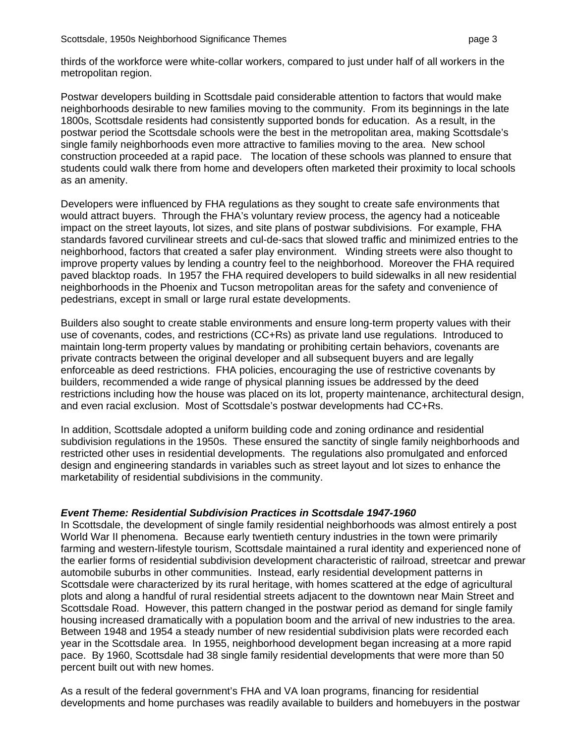thirds of the workforce were white-collar workers, compared to just under half of all workers in the metropolitan region.

Postwar developers building in Scottsdale paid considerable attention to factors that would make neighborhoods desirable to new families moving to the community. From its beginnings in the late 1800s, Scottsdale residents had consistently supported bonds for education. As a result, in the postwar period the Scottsdale schools were the best in the metropolitan area, making Scottsdale's single family neighborhoods even more attractive to families moving to the area. New school construction proceeded at a rapid pace. The location of these schools was planned to ensure that students could walk there from home and developers often marketed their proximity to local schools as an amenity.

Developers were influenced by FHA regulations as they sought to create safe environments that would attract buyers. Through the FHA's voluntary review process, the agency had a noticeable impact on the street layouts, lot sizes, and site plans of postwar subdivisions. For example, FHA standards favored curvilinear streets and cul-de-sacs that slowed traffic and minimized entries to the neighborhood, factors that created a safer play environment. Winding streets were also thought to improve property values by lending a country feel to the neighborhood. Moreover the FHA required paved blacktop roads. In 1957 the FHA required developers to build sidewalks in all new residential neighborhoods in the Phoenix and Tucson metropolitan areas for the safety and convenience of pedestrians, except in small or large rural estate developments.

Builders also sought to create stable environments and ensure long-term property values with their use of covenants, codes, and restrictions (CC+Rs) as private land use regulations. Introduced to maintain long-term property values by mandating or prohibiting certain behaviors, covenants are private contracts between the original developer and all subsequent buyers and are legally enforceable as deed restrictions. FHA policies, encouraging the use of restrictive covenants by builders, recommended a wide range of physical planning issues be addressed by the deed restrictions including how the house was placed on its lot, property maintenance, architectural design, and even racial exclusion. Most of Scottsdale's postwar developments had CC+Rs.

In addition, Scottsdale adopted a uniform building code and zoning ordinance and residential subdivision regulations in the 1950s. These ensured the sanctity of single family neighborhoods and restricted other uses in residential developments. The regulations also promulgated and enforced design and engineering standards in variables such as street layout and lot sizes to enhance the marketability of residential subdivisions in the community.

***Event Theme: Residential Subdivision Practices in Scottsdale 1947-1960***

In Scottsdale, the development of single family residential neighborhoods was almost entirely a post World War II phenomena. Because early twentieth century industries in the town were primarily farming and western-lifestyle tourism, Scottsdale maintained a rural identity and experienced none of the earlier forms of residential subdivision development characteristic of railroad, streetcar and prewar automobile suburbs in other communities. Instead, early residential development patterns in Scottsdale were characterized by its rural heritage, with homes scattered at the edge of agricultural plots and along a handful of rural residential streets adjacent to the downtown near Main Street and Scottsdale Road. However, this pattern changed in the postwar period as demand for single family housing increased dramatically with a population boom and the arrival of new industries to the area. Between 1948 and 1954 a steady number of new residential subdivision plats were recorded each year in the Scottsdale area. In 1955, neighborhood development began increasing at a more rapid pace. By 1960, Scottsdale had 38 single family residential developments that were more than 50 percent built out with new homes.

As a result of the federal government's FHA and VA loan programs, financing for residential developments and home purchases was readily available to builders and homebuyers in the postwar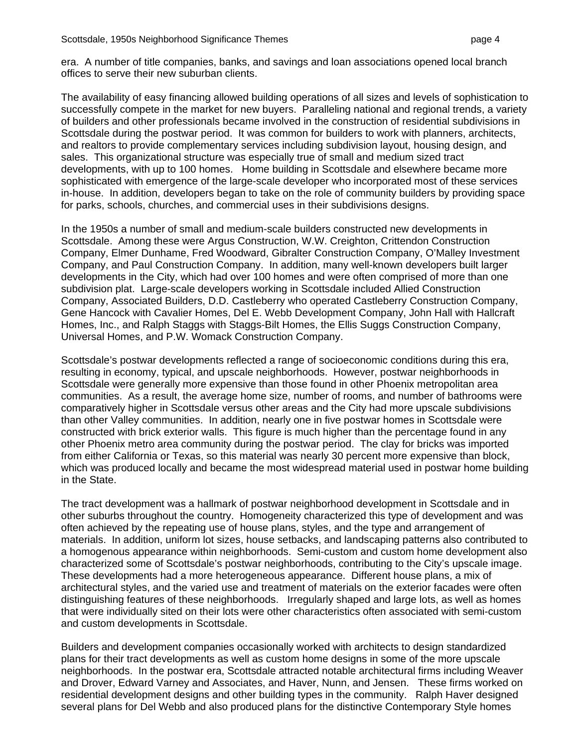era. A number of title companies, banks, and savings and loan associations opened local branch offices to serve their new suburban clients.

The availability of easy financing allowed building operations of all sizes and levels of sophistication to successfully compete in the market for new buyers. Paralleling national and regional trends, a variety of builders and other professionals became involved in the construction of residential subdivisions in Scottsdale during the postwar period. It was common for builders to work with planners, architects, and realtors to provide complementary services including subdivision layout, housing design, and sales. This organizational structure was especially true of small and medium sized tract developments, with up to 100 homes. Home building in Scottsdale and elsewhere became more sophisticated with emergence of the large-scale developer who incorporated most of these services in-house. In addition, developers began to take on the role of community builders by providing space for parks, schools, churches, and commercial uses in their subdivisions designs.

In the 1950s a number of small and medium-scale builders constructed new developments in Scottsdale. Among these were Argus Construction, W.W. Creighton, Crittendon Construction Company, Elmer Dunhame, Fred Woodward, Gibralter Construction Company, O'Malley Investment Company, and Paul Construction Company. In addition, many well-known developers built larger developments in the City, which had over 100 homes and were often comprised of more than one subdivision plat. Large-scale developers working in Scottsdale included Allied Construction Company, Associated Builders, D.D. Castleberry who operated Castleberry Construction Company, Gene Hancock with Cavalier Homes, Del E. Webb Development Company, John Hall with Hallcraft Homes, Inc., and Ralph Staggs with Staggs-Bilt Homes, the Ellis Suggs Construction Company, Universal Homes, and P.W. Womack Construction Company.

Scottsdale's postwar developments reflected a range of socioeconomic conditions during this era, resulting in economy, typical, and upscale neighborhoods. However, postwar neighborhoods in Scottsdale were generally more expensive than those found in other Phoenix metropolitan area communities. As a result, the average home size, number of rooms, and number of bathrooms were comparatively higher in Scottsdale versus other areas and the City had more upscale subdivisions than other Valley communities. In addition, nearly one in five postwar homes in Scottsdale were constructed with brick exterior walls. This figure is much higher than the percentage found in any other Phoenix metro area community during the postwar period. The clay for bricks was imported from either California or Texas, so this material was nearly 30 percent more expensive than block, which was produced locally and became the most widespread material used in postwar home building in the State.

The tract development was a hallmark of postwar neighborhood development in Scottsdale and in other suburbs throughout the country. Homogeneity characterized this type of development and was often achieved by the repeating use of house plans, styles, and the type and arrangement of materials. In addition, uniform lot sizes, house setbacks, and landscaping patterns also contributed to a homogenous appearance within neighborhoods. Semi-custom and custom home development also characterized some of Scottsdale's postwar neighborhoods, contributing to the City's upscale image. These developments had a more heterogeneous appearance. Different house plans, a mix of architectural styles, and the varied use and treatment of materials on the exterior facades were often distinguishing features of these neighborhoods. Irregularly shaped and large lots, as well as homes that were individually sited on their lots were other characteristics often associated with semi-custom and custom developments in Scottsdale.

Builders and development companies occasionally worked with architects to design standardized plans for their tract developments as well as custom home designs in some of the more upscale neighborhoods. In the postwar era, Scottsdale attracted notable architectural firms including Weaver and Drover, Edward Varney and Associates, and Haver, Nunn, and Jensen. These firms worked on residential development designs and other building types in the community. Ralph Haver designed several plans for Del Webb and also produced plans for the distinctive Contemporary Style homes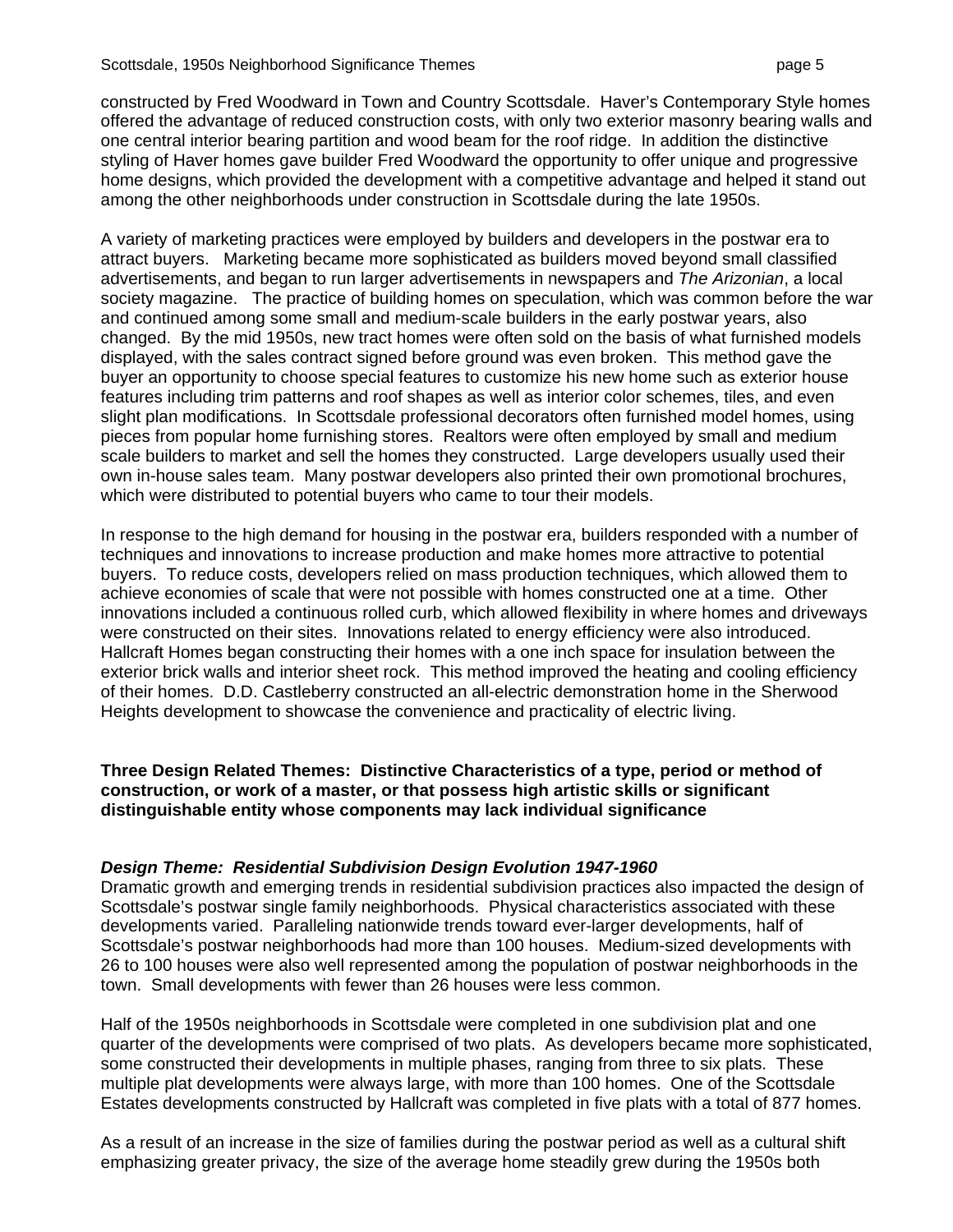constructed by Fred Woodward in Town and Country Scottsdale. Haver's Contemporary Style homes offered the advantage of reduced construction costs, with only two exterior masonry bearing walls and one central interior bearing partition and wood beam for the roof ridge. In addition the distinctive styling of Haver homes gave builder Fred Woodward the opportunity to offer unique and progressive home designs, which provided the development with a competitive advantage and helped it stand out among the other neighborhoods under construction in Scottsdale during the late 1950s.

A variety of marketing practices were employed by builders and developers in the postwar era to attract buyers. Marketing became more sophisticated as builders moved beyond small classified advertisements, and began to run larger advertisements in newspapers and *The Arizonian*, a local society magazine. The practice of building homes on speculation, which was common before the war and continued among some small and medium-scale builders in the early postwar years, also changed. By the mid 1950s, new tract homes were often sold on the basis of what furnished models displayed, with the sales contract signed before ground was even broken. This method gave the buyer an opportunity to choose special features to customize his new home such as exterior house features including trim patterns and roof shapes as well as interior color schemes, tiles, and even slight plan modifications. In Scottsdale professional decorators often furnished model homes, using pieces from popular home furnishing stores. Realtors were often employed by small and medium scale builders to market and sell the homes they constructed. Large developers usually used their own in-house sales team. Many postwar developers also printed their own promotional brochures, which were distributed to potential buyers who came to tour their models.

In response to the high demand for housing in the postwar era, builders responded with a number of techniques and innovations to increase production and make homes more attractive to potential buyers. To reduce costs, developers relied on mass production techniques, which allowed them to achieve economies of scale that were not possible with homes constructed one at a time. Other innovations included a continuous rolled curb, which allowed flexibility in where homes and driveways were constructed on their sites. Innovations related to energy efficiency were also introduced. Hallcraft Homes began constructing their homes with a one inch space for insulation between the exterior brick walls and interior sheet rock. This method improved the heating and cooling efficiency of their homes. D.D. Castleberry constructed an all-electric demonstration home in the Sherwood Heights development to showcase the convenience and practicality of electric living.

**Three Design Related Themes: Distinctive Characteristics of a type, period or method of construction, or work of a master, or that possess high artistic skills or significant distinguishable entity whose components may lack individual significance**

***Design Theme: Residential Subdivision Design Evolution 1947-1960***

Dramatic growth and emerging trends in residential subdivision practices also impacted the design of Scottsdale's postwar single family neighborhoods. Physical characteristics associated with these developments varied. Paralleling nationwide trends toward ever-larger developments, half of Scottsdale's postwar neighborhoods had more than 100 houses. Medium-sized developments with 26 to 100 houses were also well represented among the population of postwar neighborhoods in the town. Small developments with fewer than 26 houses were less common.

Half of the 1950s neighborhoods in Scottsdale were completed in one subdivision plat and one quarter of the developments were comprised of two plats. As developers became more sophisticated, some constructed their developments in multiple phases, ranging from three to six plats. These multiple plat developments were always large, with more than 100 homes. One of the Scottsdale Estates developments constructed by Hallcraft was completed in five plats with a total of 877 homes.

As a result of an increase in the size of families during the postwar period as well as a cultural shift emphasizing greater privacy, the size of the average home steadily grew during the 1950s both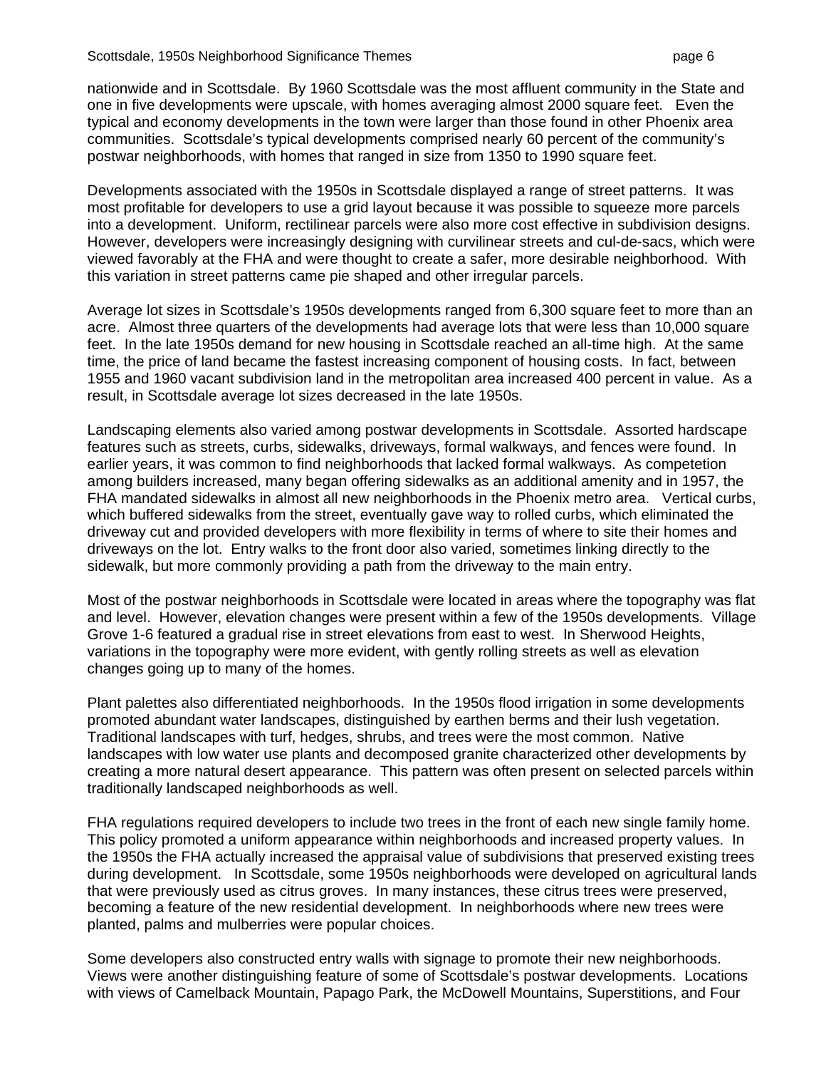nationwide and in Scottsdale. By 1960 Scottsdale was the most affluent community in the State and one in five developments were upscale, with homes averaging almost 2000 square feet. Even the typical and economy developments in the town were larger than those found in other Phoenix area communities. Scottsdale's typical developments comprised nearly 60 percent of the community's postwar neighborhoods, with homes that ranged in size from 1350 to 1990 square feet.

Developments associated with the 1950s in Scottsdale displayed a range of street patterns. It was most profitable for developers to use a grid layout because it was possible to squeeze more parcels into a development. Uniform, rectilinear parcels were also more cost effective in subdivision designs. However, developers were increasingly designing with curvilinear streets and cul-de-sacs, which were viewed favorably at the FHA and were thought to create a safer, more desirable neighborhood. With this variation in street patterns came pie shaped and other irregular parcels.

Average lot sizes in Scottsdale's 1950s developments ranged from 6,300 square feet to more than an acre. Almost three quarters of the developments had average lots that were less than 10,000 square feet. In the late 1950s demand for new housing in Scottsdale reached an all-time high. At the same time, the price of land became the fastest increasing component of housing costs. In fact, between 1955 and 1960 vacant subdivision land in the metropolitan area increased 400 percent in value. As a result, in Scottsdale average lot sizes decreased in the late 1950s.

Landscaping elements also varied among postwar developments in Scottsdale. Assorted hardscape features such as streets, curbs, sidewalks, driveways, formal walkways, and fences were found. In earlier years, it was common to find neighborhoods that lacked formal walkways. As competetion among builders increased, many began offering sidewalks as an additional amenity and in 1957, the FHA mandated sidewalks in almost all new neighborhoods in the Phoenix metro area. Vertical curbs, which buffered sidewalks from the street, eventually gave way to rolled curbs, which eliminated the driveway cut and provided developers with more flexibility in terms of where to site their homes and driveways on the lot. Entry walks to the front door also varied, sometimes linking directly to the sidewalk, but more commonly providing a path from the driveway to the main entry.

Most of the postwar neighborhoods in Scottsdale were located in areas where the topography was flat and level. However, elevation changes were present within a few of the 1950s developments. Village Grove 1-6 featured a gradual rise in street elevations from east to west. In Sherwood Heights, variations in the topography were more evident, with gently rolling streets as well as elevation changes going up to many of the homes.

Plant palettes also differentiated neighborhoods. In the 1950s flood irrigation in some developments promoted abundant water landscapes, distinguished by earthen berms and their lush vegetation. Traditional landscapes with turf, hedges, shrubs, and trees were the most common. Native landscapes with low water use plants and decomposed granite characterized other developments by creating a more natural desert appearance. This pattern was often present on selected parcels within traditionally landscaped neighborhoods as well.

FHA regulations required developers to include two trees in the front of each new single family home. This policy promoted a uniform appearance within neighborhoods and increased property values. In the 1950s the FHA actually increased the appraisal value of subdivisions that preserved existing trees during development. In Scottsdale, some 1950s neighborhoods were developed on agricultural lands that were previously used as citrus groves. In many instances, these citrus trees were preserved, becoming a feature of the new residential development. In neighborhoods where new trees were planted, palms and mulberries were popular choices.

Some developers also constructed entry walls with signage to promote their new neighborhoods. Views were another distinguishing feature of some of Scottsdale's postwar developments. Locations with views of Camelback Mountain, Papago Park, the McDowell Mountains, Superstitions, and Four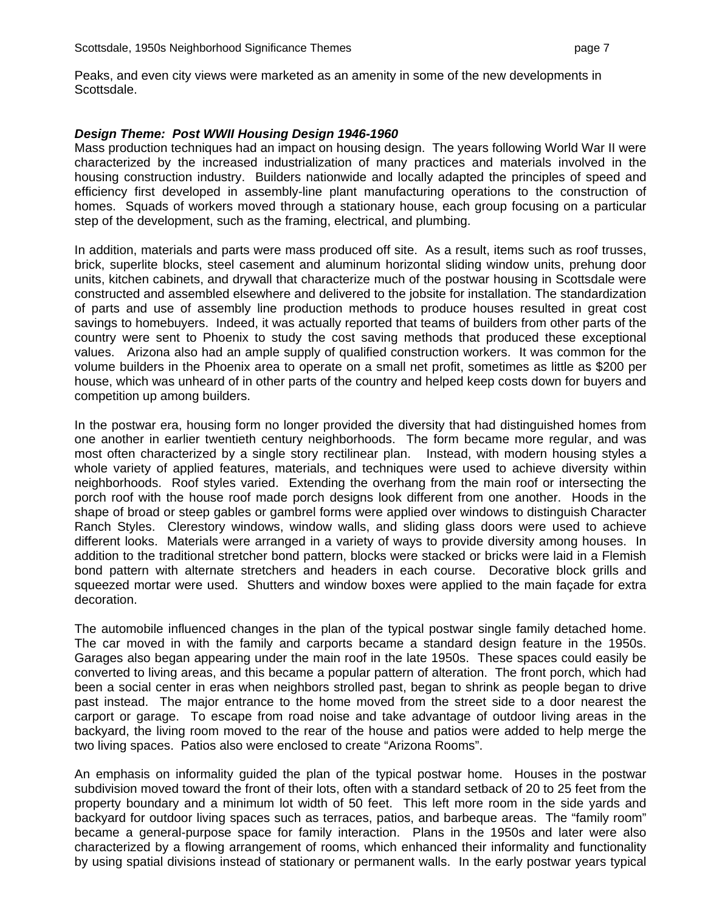Peaks, and even city views were marketed as an amenity in some of the new developments in Scottsdale.

***Design Theme: Post WWII Housing Design 1946-1960***

Mass production techniques had an impact on housing design. The years following World War II were characterized by the increased industrialization of many practices and materials involved in the housing construction industry. Builders nationwide and locally adapted the principles of speed and efficiency first developed in assembly-line plant manufacturing operations to the construction of homes. Squads of workers moved through a stationary house, each group focusing on a particular step of the development, such as the framing, electrical, and plumbing.

In addition, materials and parts were mass produced off site. As a result, items such as roof trusses, brick, superlite blocks, steel casement and aluminum horizontal sliding window units, prehung door units, kitchen cabinets, and drywall that characterize much of the postwar housing in Scottsdale were constructed and assembled elsewhere and delivered to the jobsite for installation. The standardization of parts and use of assembly line production methods to produce houses resulted in great cost savings to homebuyers. Indeed, it was actually reported that teams of builders from other parts of the country were sent to Phoenix to study the cost saving methods that produced these exceptional values. Arizona also had an ample supply of qualified construction workers. It was common for the volume builders in the Phoenix area to operate on a small net profit, sometimes as little as $200 per house, which was unheard of in other parts of the country and helped keep costs down for buyers and competition up among builders.

In the postwar era, housing form no longer provided the diversity that had distinguished homes from one another in earlier twentieth century neighborhoods. The form became more regular, and was most often characterized by a single story rectilinear plan. Instead, with modern housing styles a whole variety of applied features, materials, and techniques were used to achieve diversity within neighborhoods. Roof styles varied. Extending the overhang from the main roof or intersecting the porch roof with the house roof made porch designs look different from one another. Hoods in the shape of broad or steep gables or gambrel forms were applied over windows to distinguish Character Ranch Styles. Clerestory windows, window walls, and sliding glass doors were used to achieve different looks. Materials were arranged in a variety of ways to provide diversity among houses. In addition to the traditional stretcher bond pattern, blocks were stacked or bricks were laid in a Flemish bond pattern with alternate stretchers and headers in each course. Decorative block grills and squeezed mortar were used. Shutters and window boxes were applied to the main façade for extra decoration.

The automobile influenced changes in the plan of the typical postwar single family detached home. The car moved in with the family and carports became a standard design feature in the 1950s. Garages also began appearing under the main roof in the late 1950s. These spaces could easily be converted to living areas, and this became a popular pattern of alteration. The front porch, which had been a social center in eras when neighbors strolled past, began to shrink as people began to drive past instead. The major entrance to the home moved from the street side to a door nearest the carport or garage. To escape from road noise and take advantage of outdoor living areas in the backyard, the living room moved to the rear of the house and patios were added to help merge the two living spaces. Patios also were enclosed to create "Arizona Rooms".

An emphasis on informality guided the plan of the typical postwar home. Houses in the postwar subdivision moved toward the front of their lots, often with a standard setback of 20 to 25 feet from the property boundary and a minimum lot width of 50 feet. This left more room in the side yards and backyard for outdoor living spaces such as terraces, patios, and barbeque areas. The "family room" became a general-purpose space for family interaction. Plans in the 1950s and later were also characterized by a flowing arrangement of rooms, which enhanced their informality and functionality by using spatial divisions instead of stationary or permanent walls. In the early postwar years typical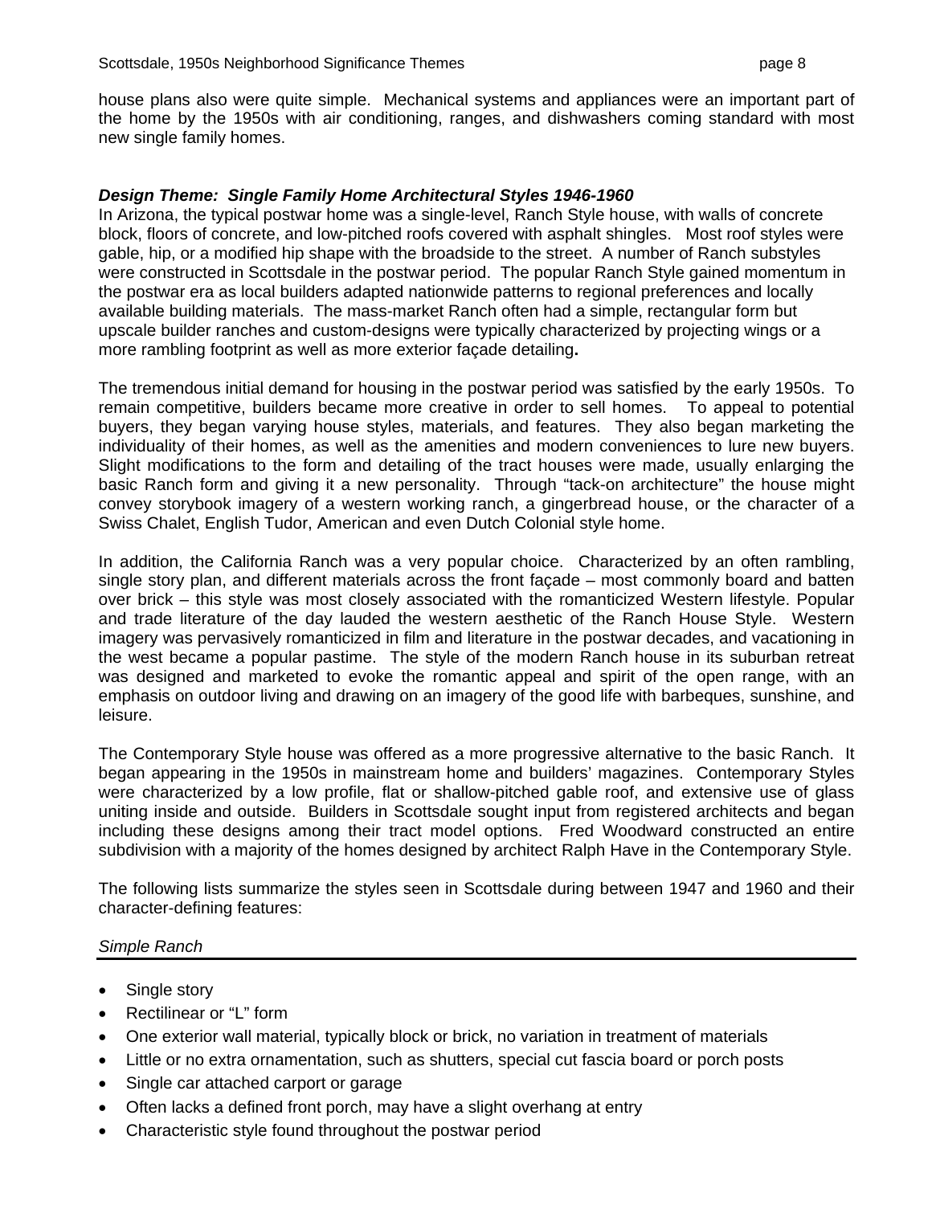house plans also were quite simple. Mechanical systems and appliances were an important part of the home by the 1950s with air conditioning, ranges, and dishwashers coming standard with most new single family homes.

### *Design Theme: Single Family Home Architectural Styles 1946-1960*

In Arizona, the typical postwar home was a single-level, Ranch Style house, with walls of concrete block, floors of concrete, and low-pitched roofs covered with asphalt shingles. Most roof styles were gable, hip, or a modified hip shape with the broadside to the street. A number of Ranch substyles were constructed in Scottsdale in the postwar period. The popular Ranch Style gained momentum in the postwar era as local builders adapted nationwide patterns to regional preferences and locally available building materials. The mass-market Ranch often had a simple, rectangular form but upscale builder ranches and custom-designs were typically characterized by projecting wings or a more rambling footprint as well as more exterior façade detailing**.**

The tremendous initial demand for housing in the postwar period was satisfied by the early 1950s. To remain competitive, builders became more creative in order to sell homes. To appeal to potential buyers, they began varying house styles, materials, and features. They also began marketing the individuality of their homes, as well as the amenities and modern conveniences to lure new buyers. Slight modifications to the form and detailing of the tract houses were made, usually enlarging the basic Ranch form and giving it a new personality. Through "tack-on architecture" the house might convey storybook imagery of a western working ranch, a gingerbread house, or the character of a Swiss Chalet, English Tudor, American and even Dutch Colonial style home.

In addition, the California Ranch was a very popular choice. Characterized by an often rambling, single story plan, and different materials across the front façade – most commonly board and batten over brick – this style was most closely associated with the romanticized Western lifestyle. Popular and trade literature of the day lauded the western aesthetic of the Ranch House Style. Western imagery was pervasively romanticized in film and literature in the postwar decades, and vacationing in the west became a popular pastime. The style of the modern Ranch house in its suburban retreat was designed and marketed to evoke the romantic appeal and spirit of the open range, with an emphasis on outdoor living and drawing on an imagery of the good life with barbeques, sunshine, and leisure.

The Contemporary Style house was offered as a more progressive alternative to the basic Ranch. It began appearing in the 1950s in mainstream home and builders' magazines. Contemporary Styles were characterized by a low profile, flat or shallow-pitched gable roof, and extensive use of glass uniting inside and outside. Builders in Scottsdale sought input from registered architects and began including these designs among their tract model options. Fred Woodward constructed an entire subdivision with a majority of the homes designed by architect Ralph Have in the Contemporary Style.

The following lists summarize the styles seen in Scottsdale during between 1947 and 1960 and their character-defining features:

#### *Simple Ranch*

- Single story
- Rectilinear or "L" form
- One exterior wall material, typically block or brick, no variation in treatment of materials
- Little or no extra ornamentation, such as shutters, special cut fascia board or porch posts
- Single car attached carport or garage
- Often lacks a defined front porch, may have a slight overhang at entry
- Characteristic style found throughout the postwar period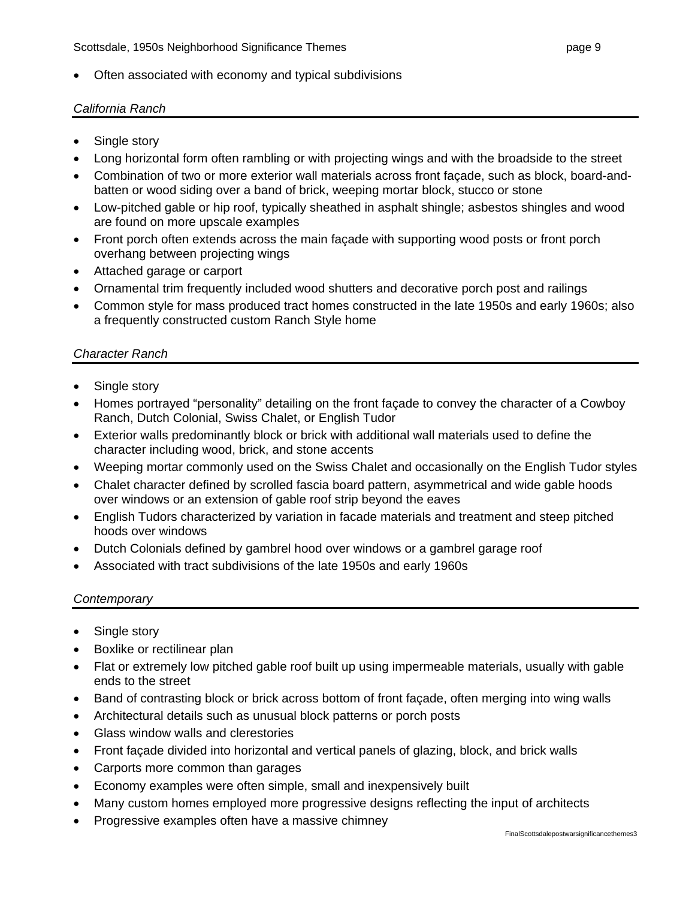- Often associated with economy and typical subdivisions

*California Ranch*

- Single story
- Long horizontal form often rambling or with projecting wings and with the broadside to the street
- Combination of two or more exterior wall materials across front façade, such as block, board-and-batten or wood siding over a band of brick, weeping mortar block, stucco or stone
- Low-pitched gable or hip roof, typically sheathed in asphalt shingle; asbestos shingles and wood are found on more upscale examples
- Front porch often extends across the main façade with supporting wood posts or front porch overhang between projecting wings
- Attached garage or carport
- Ornamental trim frequently included wood shutters and decorative porch post and railings
- Common style for mass produced tract homes constructed in the late 1950s and early 1960s; also a frequently constructed custom Ranch Style home

*Character Ranch*

- Single story
- Homes portrayed "personality" detailing on the front façade to convey the character of a Cowboy Ranch, Dutch Colonial, Swiss Chalet, or English Tudor
- Exterior walls predominantly block or brick with additional wall materials used to define the character including wood, brick, and stone accents
- Weeping mortar commonly used on the Swiss Chalet and occasionally on the English Tudor styles
- Chalet character defined by scrolled fascia board pattern, asymmetrical and wide gable hoods over windows or an extension of gable roof strip beyond the eaves
- English Tudors characterized by variation in facade materials and treatment and steep pitched hoods over windows
- Dutch Colonials defined by gambrel hood over windows or a gambrel garage roof
- Associated with tract subdivisions of the late 1950s and early 1960s

*Contemporary*

- Single story
- Boxlike or rectilinear plan
- Flat or extremely low pitched gable roof built up using impermeable materials, usually with gable ends to the street
- Band of contrasting block or brick across bottom of front façade, often merging into wing walls
- Architectural details such as unusual block patterns or porch posts
- Glass window walls and clerestories
- Front façade divided into horizontal and vertical panels of glazing, block, and brick walls
- Carports more common than garages
- Economy examples were often simple, small and inexpensively built
- Many custom homes employed more progressive designs reflecting the input of architects
- Progressive examples often have a massive chimney